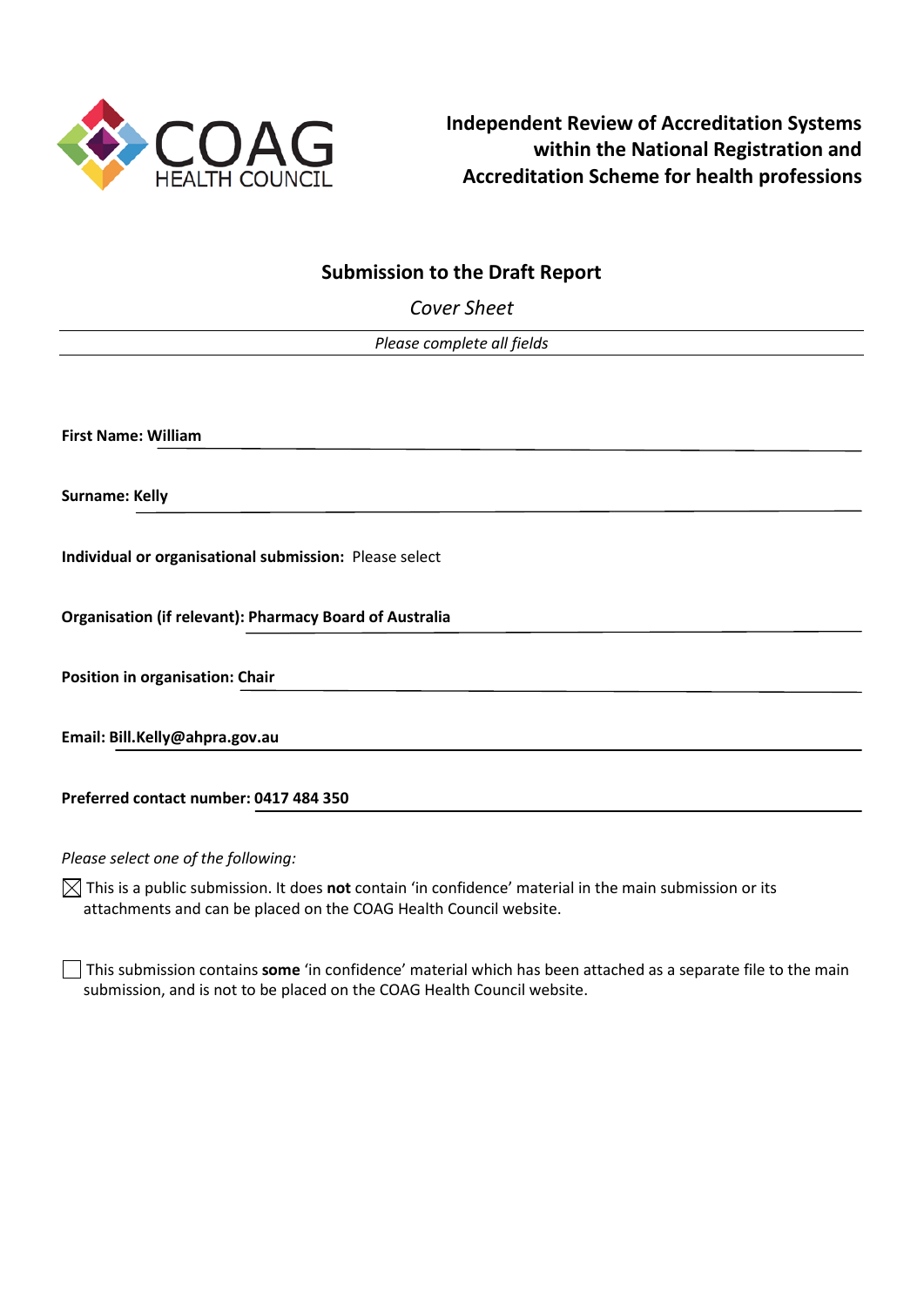COAG HEALTH COUNCIL

# Independent Review of Accreditation Systems within the National Registration and Accreditation Scheme for health professions

## Submission to the Draft Report

*Cover Sheet*

*Please complete all fields*

**First Name: William**

**Surname: Kelly**

**Individual or organisational submission:** Please select

**Organisation (if relevant): Pharmacy Board of Australia**

**Position in organisation: Chair**

**Email: Bill.Kelly@ahpra.gov.au**

**Preferred contact number: 0417 484 350**

*Please select one of the following:*

☒ This is a public submission. It does **not** contain 'in confidence' material in the main submission or its attachments and can be placed on the COAG Health Council website.

☐ This submission contains **some** 'in confidence' material which has been attached as a separate file to the main submission, and is not to be placed on the COAG Health Council website.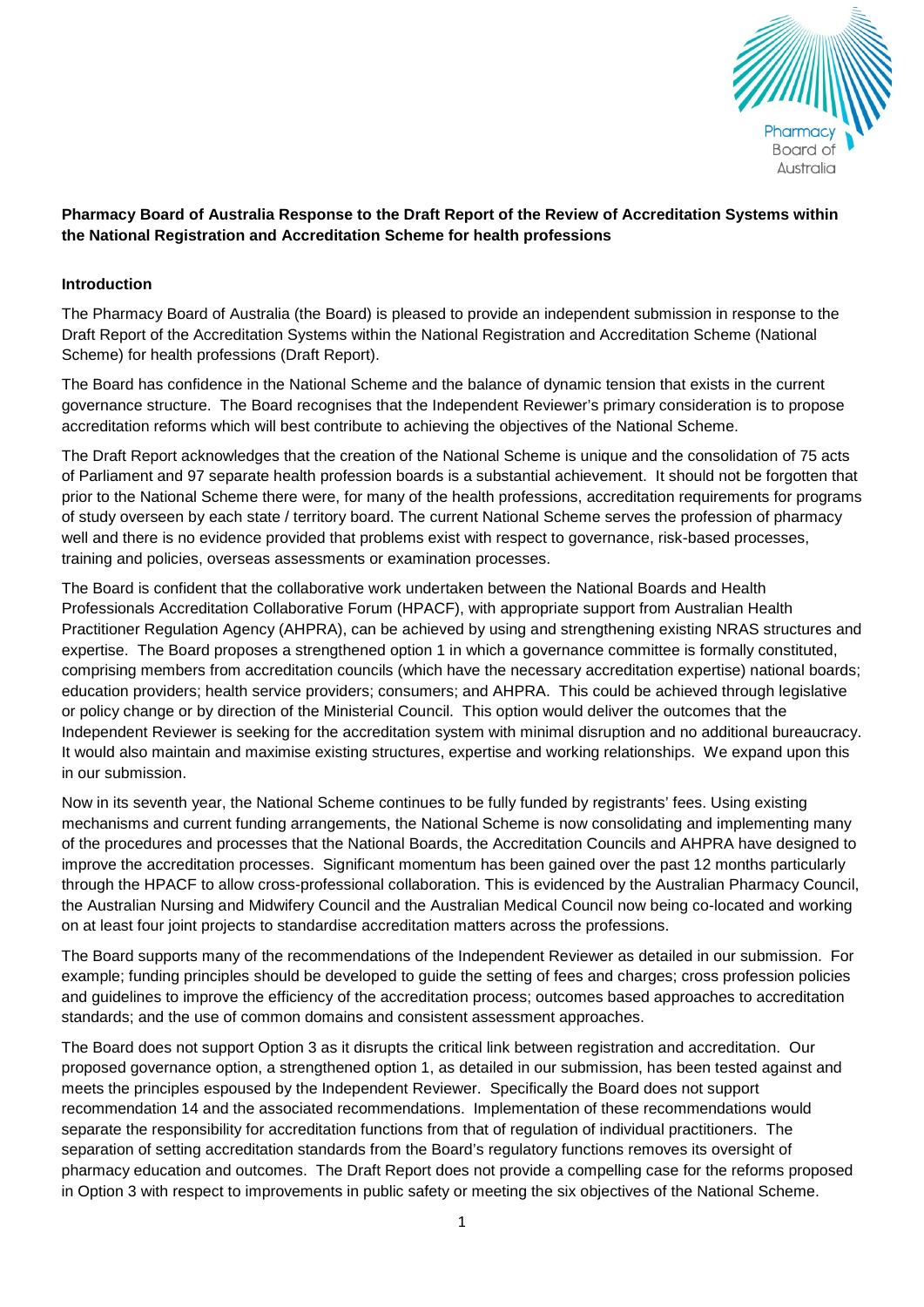**Pharmacy Board of Australia Response to the Draft Report of the Review of Accreditation Systems within the National Registration and Accreditation Scheme for health professions**

**Introduction**

The Pharmacy Board of Australia (the Board) is pleased to provide an independent submission in response to the Draft Report of the Accreditation Systems within the National Registration and Accreditation Scheme (National Scheme) for health professions (Draft Report).

The Board has confidence in the National Scheme and the balance of dynamic tension that exists in the current governance structure. The Board recognises that the Independent Reviewer's primary consideration is to propose accreditation reforms which will best contribute to achieving the objectives of the National Scheme.

The Draft Report acknowledges that the creation of the National Scheme is unique and the consolidation of 75 acts of Parliament and 97 separate health profession boards is a substantial achievement. It should not be forgotten that prior to the National Scheme there were, for many of the health professions, accreditation requirements for programs of study overseen by each state / territory board. The current National Scheme serves the profession of pharmacy well and there is no evidence provided that problems exist with respect to governance, risk-based processes, training and policies, overseas assessments or examination processes.

The Board is confident that the collaborative work undertaken between the National Boards and Health Professionals Accreditation Collaborative Forum (HPACF), with appropriate support from Australian Health Practitioner Regulation Agency (AHPRA), can be achieved by using and strengthening existing NRAS structures and expertise. The Board proposes a strengthened option 1 in which a governance committee is formally constituted, comprising members from accreditation councils (which have the necessary accreditation expertise) national boards; education providers; health service providers; consumers; and AHPRA. This could be achieved through legislative or policy change or by direction of the Ministerial Council. This option would deliver the outcomes that the Independent Reviewer is seeking for the accreditation system with minimal disruption and no additional bureaucracy. It would also maintain and maximise existing structures, expertise and working relationships. We expand upon this in our submission.

Now in its seventh year, the National Scheme continues to be fully funded by registrants' fees. Using existing mechanisms and current funding arrangements, the National Scheme is now consolidating and implementing many of the procedures and processes that the National Boards, the Accreditation Councils and AHPRA have designed to improve the accreditation processes. Significant momentum has been gained over the past 12 months particularly through the HPACF to allow cross-professional collaboration. This is evidenced by the Australian Pharmacy Council, the Australian Nursing and Midwifery Council and the Australian Medical Council now being co-located and working on at least four joint projects to standardise accreditation matters across the professions.

The Board supports many of the recommendations of the Independent Reviewer as detailed in our submission. For example; funding principles should be developed to guide the setting of fees and charges; cross profession policies and guidelines to improve the efficiency of the accreditation process; outcomes based approaches to accreditation standards; and the use of common domains and consistent assessment approaches.

The Board does not support Option 3 as it disrupts the critical link between registration and accreditation. Our proposed governance option, a strengthened option 1, as detailed in our submission, has been tested against and meets the principles espoused by the Independent Reviewer. Specifically the Board does not support recommendation 14 and the associated recommendations. Implementation of these recommendations would separate the responsibility for accreditation functions from that of regulation of individual practitioners. The separation of setting accreditation standards from the Board's regulatory functions removes its oversight of pharmacy education and outcomes. The Draft Report does not provide a compelling case for the reforms proposed in Option 3 with respect to improvements in public safety or meeting the six objectives of the National Scheme.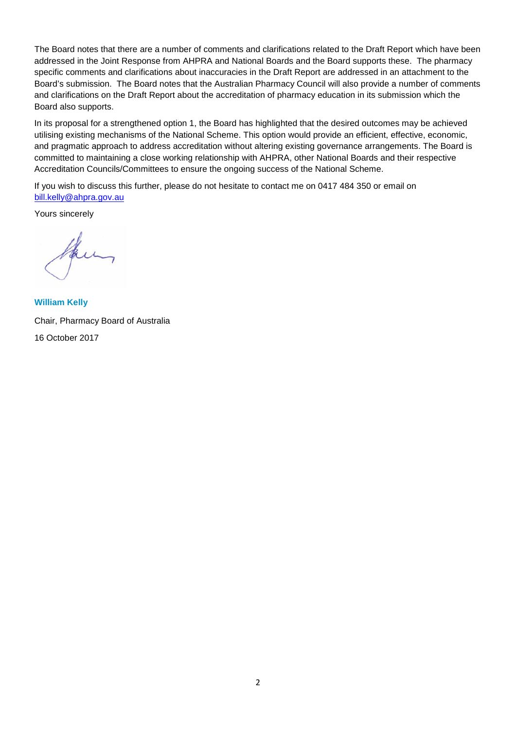The Board notes that there are a number of comments and clarifications related to the Draft Report which have been addressed in the Joint Response from AHPRA and National Boards and the Board supports these. The pharmacy specific comments and clarifications about inaccuracies in the Draft Report are addressed in an attachment to the Board's submission. The Board notes that the Australian Pharmacy Council will also provide a number of comments and clarifications on the Draft Report about the accreditation of pharmacy education in its submission which the Board also supports.

In its proposal for a strengthened option 1, the Board has highlighted that the desired outcomes may be achieved utilising existing mechanisms of the National Scheme. This option would provide an efficient, effective, economic, and pragmatic approach to address accreditation without altering existing governance arrangements. The Board is committed to maintaining a close working relationship with AHPRA, other National Boards and their respective Accreditation Councils/Committees to ensure the ongoing success of the National Scheme.

If you wish to discuss this further, please do not hesitate to contact me on 0417 484 350 or email on [bill.kelly@ahpra.gov.au](mailto:bill.kelly@ahpra.gov.au)

Yours sincerely

**William Kelly**

Chair, Pharmacy Board of Australia

16 October 2017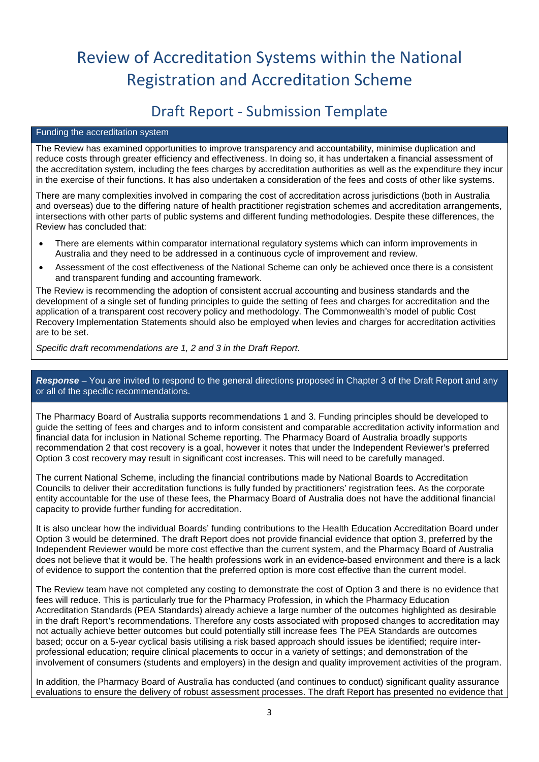# Review of Accreditation Systems within the National Registration and Accreditation Scheme

## Draft Report - Submission Template

### Funding the accreditation system

The Review has examined opportunities to improve transparency and accountability, minimise duplication and reduce costs through greater efficiency and effectiveness. In doing so, it has undertaken a financial assessment of the accreditation system, including the fees charges by accreditation authorities as well as the expenditure they incur in the exercise of their functions. It has also undertaken a consideration of the fees and costs of other like systems.

There are many complexities involved in comparing the cost of accreditation across jurisdictions (both in Australia and overseas) due to the differing nature of health practitioner registration schemes and accreditation arrangements, intersections with other parts of public systems and different funding methodologies. Despite these differences, the Review has concluded that:

- There are elements within comparator international regulatory systems which can inform improvements in Australia and they need to be addressed in a continuous cycle of improvement and review.
- Assessment of the cost effectiveness of the National Scheme can only be achieved once there is a consistent and transparent funding and accounting framework.

The Review is recommending the adoption of consistent accrual accounting and business standards and the development of a single set of funding principles to guide the setting of fees and charges for accreditation and the application of a transparent cost recovery policy and methodology. The Commonwealth's model of public Cost Recovery Implementation Statements should also be employed when levies and charges for accreditation activities are to be set.

*Specific draft recommendations are 1, 2 and 3 in the Draft Report.*

***Response*** – You are invited to respond to the general directions proposed in Chapter 3 of the Draft Report and any or all of the specific recommendations.

The Pharmacy Board of Australia supports recommendations 1 and 3. Funding principles should be developed to guide the setting of fees and charges and to inform consistent and comparable accreditation activity information and financial data for inclusion in National Scheme reporting. The Pharmacy Board of Australia broadly supports recommendation 2 that cost recovery is a goal, however it notes that under the Independent Reviewer's preferred Option 3 cost recovery may result in significant cost increases. This will need to be carefully managed.

The current National Scheme, including the financial contributions made by National Boards to Accreditation Councils to deliver their accreditation functions is fully funded by practitioners' registration fees. As the corporate entity accountable for the use of these fees, the Pharmacy Board of Australia does not have the additional financial capacity to provide further funding for accreditation.

It is also unclear how the individual Boards' funding contributions to the Health Education Accreditation Board under Option 3 would be determined. The draft Report does not provide financial evidence that option 3, preferred by the Independent Reviewer would be more cost effective than the current system, and the Pharmacy Board of Australia does not believe that it would be. The health professions work in an evidence-based environment and there is a lack of evidence to support the contention that the preferred option is more cost effective than the current model.

The Review team have not completed any costing to demonstrate the cost of Option 3 and there is no evidence that fees will reduce. This is particularly true for the Pharmacy Profession, in which the Pharmacy Education Accreditation Standards (PEA Standards) already achieve a large number of the outcomes highlighted as desirable in the draft Report's recommendations. Therefore any costs associated with proposed changes to accreditation may not actually achieve better outcomes but could potentially still increase fees The PEA Standards are outcomes based; occur on a 5-year cyclical basis utilising a risk based approach should issues be identified; require inter-professional education; require clinical placements to occur in a variety of settings; and demonstration of the involvement of consumers (students and employers) in the design and quality improvement activities of the program.

In addition, the Pharmacy Board of Australia has conducted (and continues to conduct) significant quality assurance evaluations to ensure the delivery of robust assessment processes. The draft Report has presented no evidence that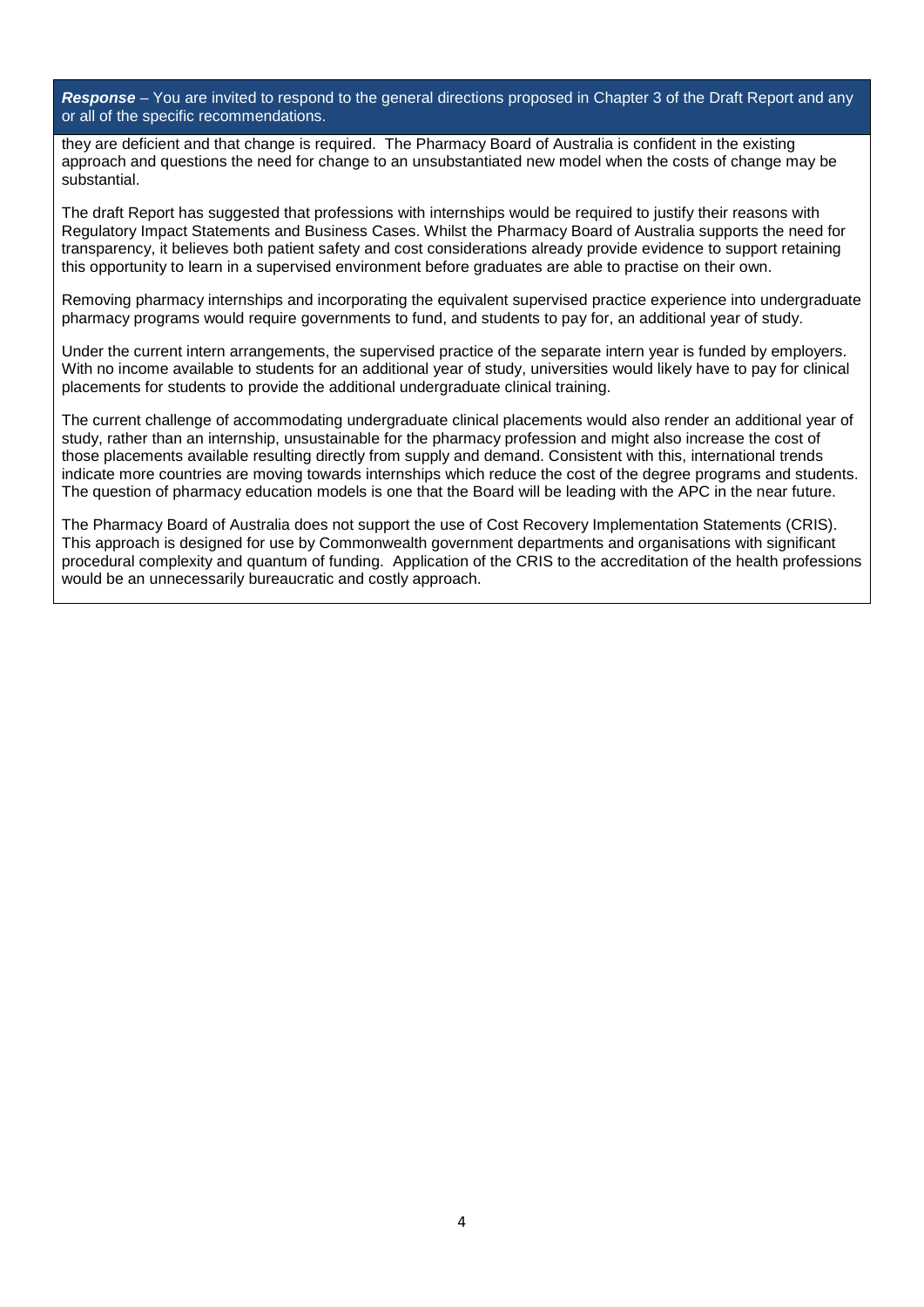***Response*** – You are invited to respond to the general directions proposed in Chapter 3 of the Draft Report and any or all of the specific recommendations.

they are deficient and that change is required. The Pharmacy Board of Australia is confident in the existing approach and questions the need for change to an unsubstantiated new model when the costs of change may be substantial.

The draft Report has suggested that professions with internships would be required to justify their reasons with Regulatory Impact Statements and Business Cases. Whilst the Pharmacy Board of Australia supports the need for transparency, it believes both patient safety and cost considerations already provide evidence to support retaining this opportunity to learn in a supervised environment before graduates are able to practise on their own.

Removing pharmacy internships and incorporating the equivalent supervised practice experience into undergraduate pharmacy programs would require governments to fund, and students to pay for, an additional year of study.

Under the current intern arrangements, the supervised practice of the separate intern year is funded by employers. With no income available to students for an additional year of study, universities would likely have to pay for clinical placements for students to provide the additional undergraduate clinical training.

The current challenge of accommodating undergraduate clinical placements would also render an additional year of study, rather than an internship, unsustainable for the pharmacy profession and might also increase the cost of those placements available resulting directly from supply and demand. Consistent with this, international trends indicate more countries are moving towards internships which reduce the cost of the degree programs and students. The question of pharmacy education models is one that the Board will be leading with the APC in the near future.

The Pharmacy Board of Australia does not support the use of Cost Recovery Implementation Statements (CRIS). This approach is designed for use by Commonwealth government departments and organisations with significant procedural complexity and quantum of funding. Application of the CRIS to the accreditation of the health professions would be an unnecessarily bureaucratic and costly approach.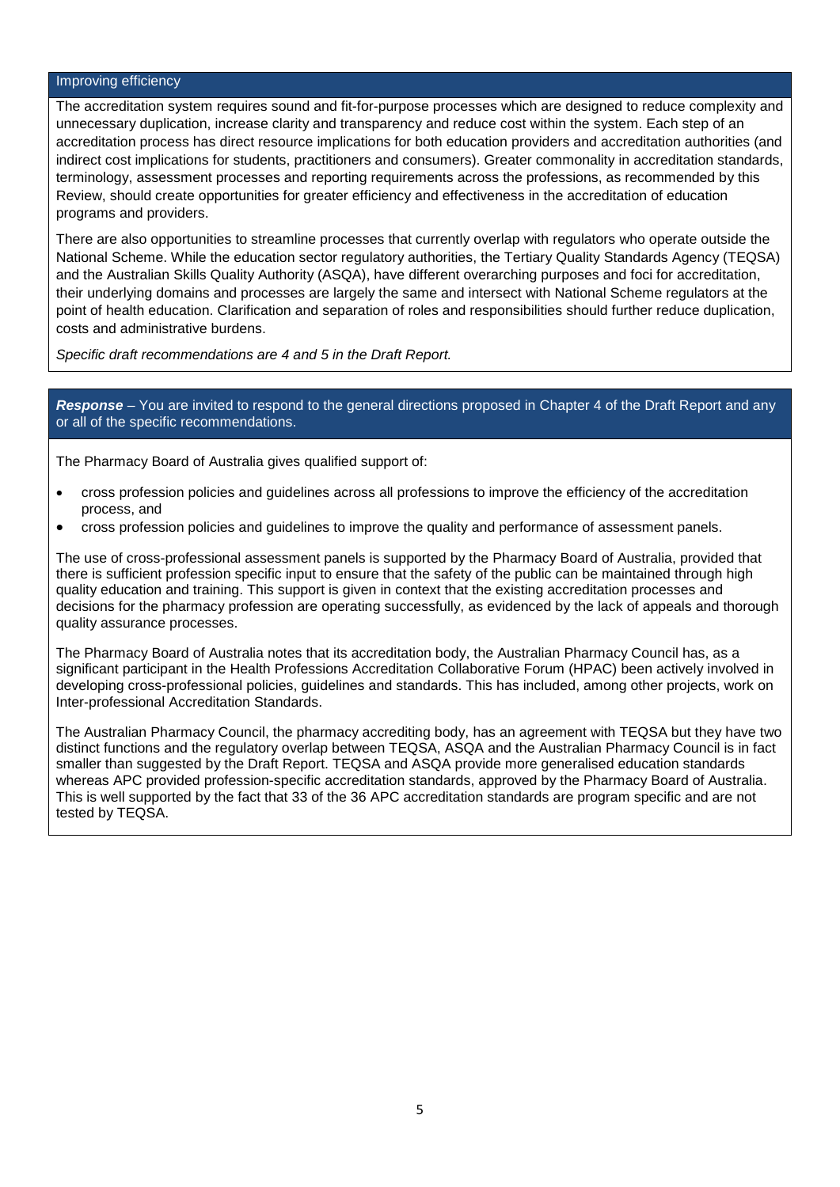## Improving efficiency

The accreditation system requires sound and fit-for-purpose processes which are designed to reduce complexity and unnecessary duplication, increase clarity and transparency and reduce cost within the system. Each step of an accreditation process has direct resource implications for both education providers and accreditation authorities (and indirect cost implications for students, practitioners and consumers). Greater commonality in accreditation standards, terminology, assessment processes and reporting requirements across the professions, as recommended by this Review, should create opportunities for greater efficiency and effectiveness in the accreditation of education programs and providers.

There are also opportunities to streamline processes that currently overlap with regulators who operate outside the National Scheme. While the education sector regulatory authorities, the Tertiary Quality Standards Agency (TEQSA) and the Australian Skills Quality Authority (ASQA), have different overarching purposes and foci for accreditation, their underlying domains and processes are largely the same and intersect with National Scheme regulators at the point of health education. Clarification and separation of roles and responsibilities should further reduce duplication, costs and administrative burdens.

*Specific draft recommendations are 4 and 5 in the Draft Report.*

***Response*** – You are invited to respond to the general directions proposed in Chapter 4 of the Draft Report and any or all of the specific recommendations.

The Pharmacy Board of Australia gives qualified support of:

- cross profession policies and guidelines across all professions to improve the efficiency of the accreditation process, and
- cross profession policies and guidelines to improve the quality and performance of assessment panels.

The use of cross-professional assessment panels is supported by the Pharmacy Board of Australia, provided that there is sufficient profession specific input to ensure that the safety of the public can be maintained through high quality education and training. This support is given in context that the existing accreditation processes and decisions for the pharmacy profession are operating successfully, as evidenced by the lack of appeals and thorough quality assurance processes.

The Pharmacy Board of Australia notes that its accreditation body, the Australian Pharmacy Council has, as a significant participant in the Health Professions Accreditation Collaborative Forum (HPAC) been actively involved in developing cross-professional policies, guidelines and standards. This has included, among other projects, work on Inter-professional Accreditation Standards.

The Australian Pharmacy Council, the pharmacy accrediting body, has an agreement with TEQSA but they have two distinct functions and the regulatory overlap between TEQSA, ASQA and the Australian Pharmacy Council is in fact smaller than suggested by the Draft Report. TEQSA and ASQA provide more generalised education standards whereas APC provided profession-specific accreditation standards, approved by the Pharmacy Board of Australia. This is well supported by the fact that 33 of the 36 APC accreditation standards are program specific and are not tested by TEQSA.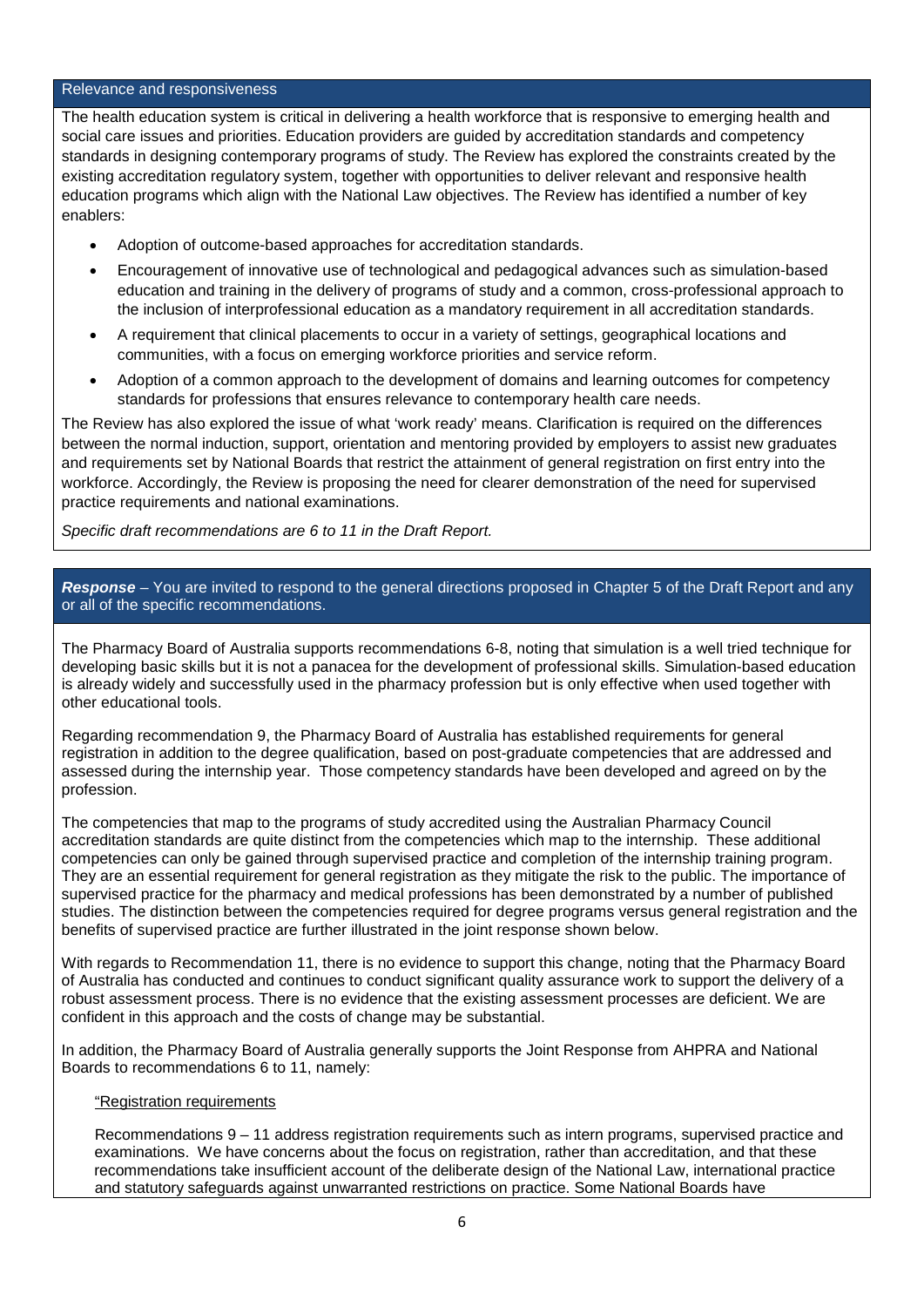## Relevance and responsiveness

The health education system is critical in delivering a health workforce that is responsive to emerging health and social care issues and priorities. Education providers are guided by accreditation standards and competency standards in designing contemporary programs of study. The Review has explored the constraints created by the existing accreditation regulatory system, together with opportunities to deliver relevant and responsive health education programs which align with the National Law objectives. The Review has identified a number of key enablers:

- Adoption of outcome-based approaches for accreditation standards.
- Encouragement of innovative use of technological and pedagogical advances such as simulation-based education and training in the delivery of programs of study and a common, cross-professional approach to the inclusion of interprofessional education as a mandatory requirement in all accreditation standards.
- A requirement that clinical placements to occur in a variety of settings, geographical locations and communities, with a focus on emerging workforce priorities and service reform.
- Adoption of a common approach to the development of domains and learning outcomes for competency standards for professions that ensures relevance to contemporary health care needs.

The Review has also explored the issue of what 'work ready' means. Clarification is required on the differences between the normal induction, support, orientation and mentoring provided by employers to assist new graduates and requirements set by National Boards that restrict the attainment of general registration on first entry into the workforce. Accordingly, the Review is proposing the need for clearer demonstration of the need for supervised practice requirements and national examinations.

*Specific draft recommendations are 6 to 11 in the Draft Report.*

***Response*** – You are invited to respond to the general directions proposed in Chapter 5 of the Draft Report and any or all of the specific recommendations.

The Pharmacy Board of Australia supports recommendations 6-8, noting that simulation is a well tried technique for developing basic skills but it is not a panacea for the development of professional skills. Simulation-based education is already widely and successfully used in the pharmacy profession but is only effective when used together with other educational tools.

Regarding recommendation 9, the Pharmacy Board of Australia has established requirements for general registration in addition to the degree qualification, based on post-graduate competencies that are addressed and assessed during the internship year. Those competency standards have been developed and agreed on by the profession.

The competencies that map to the programs of study accredited using the Australian Pharmacy Council accreditation standards are quite distinct from the competencies which map to the internship. These additional competencies can only be gained through supervised practice and completion of the internship training program. They are an essential requirement for general registration as they mitigate the risk to the public. The importance of supervised practice for the pharmacy and medical professions has been demonstrated by a number of published studies. The distinction between the competencies required for degree programs versus general registration and the benefits of supervised practice are further illustrated in the joint response shown below.

With regards to Recommendation 11, there is no evidence to support this change, noting that the Pharmacy Board of Australia has conducted and continues to conduct significant quality assurance work to support the delivery of a robust assessment process. There is no evidence that the existing assessment processes are deficient. We are confident in this approach and the costs of change may be substantial.

In addition, the Pharmacy Board of Australia generally supports the Joint Response from AHPRA and National Boards to recommendations 6 to 11, namely:

"Registration requirements

Recommendations 9 – 11 address registration requirements such as intern programs, supervised practice and examinations. We have concerns about the focus on registration, rather than accreditation, and that these recommendations take insufficient account of the deliberate design of the National Law, international practice and statutory safeguards against unwarranted restrictions on practice. Some National Boards have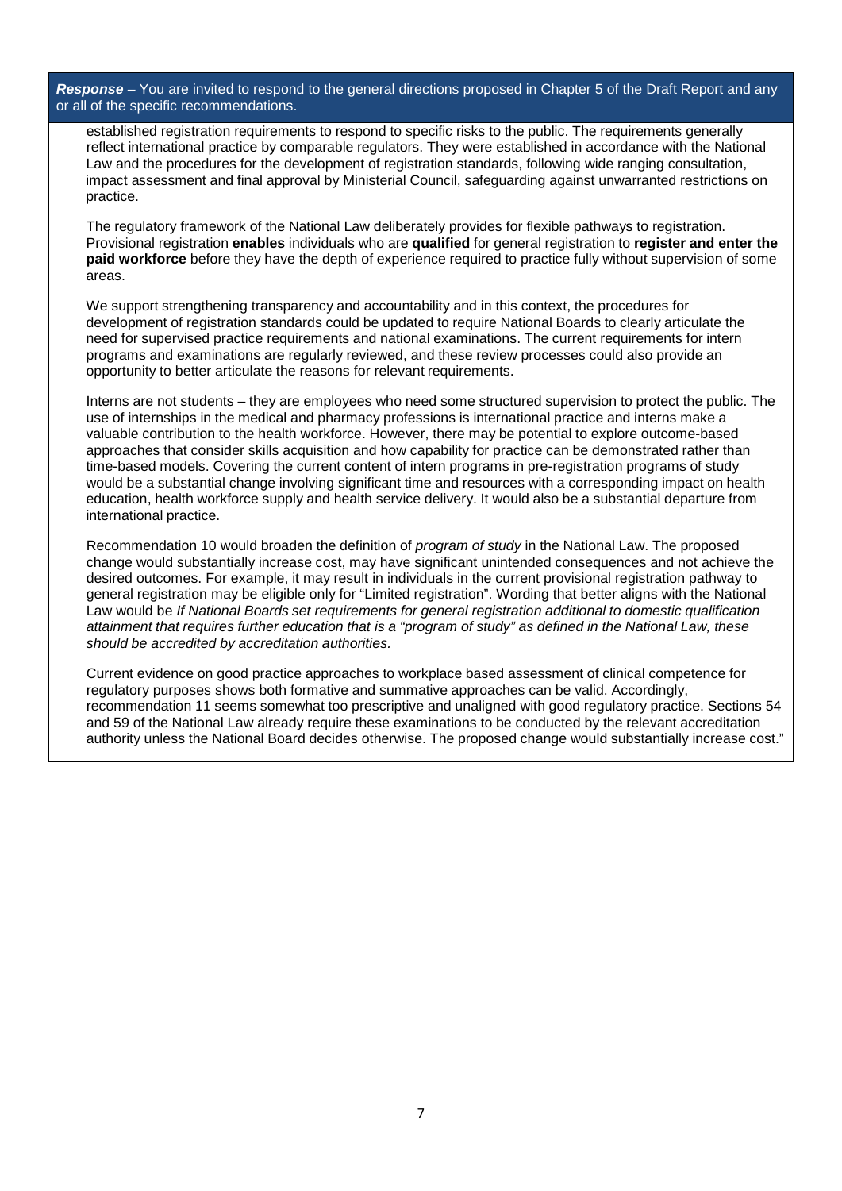***Response*** – You are invited to respond to the general directions proposed in Chapter 5 of the Draft Report and any or all of the specific recommendations.

established registration requirements to respond to specific risks to the public. The requirements generally reflect international practice by comparable regulators. They were established in accordance with the National Law and the procedures for the development of registration standards, following wide ranging consultation, impact assessment and final approval by Ministerial Council, safeguarding against unwarranted restrictions on practice.

The regulatory framework of the National Law deliberately provides for flexible pathways to registration. Provisional registration **enables** individuals who are **qualified** for general registration to **register and enter the paid workforce** before they have the depth of experience required to practice fully without supervision of some areas.

We support strengthening transparency and accountability and in this context, the procedures for development of registration standards could be updated to require National Boards to clearly articulate the need for supervised practice requirements and national examinations. The current requirements for intern programs and examinations are regularly reviewed, and these review processes could also provide an opportunity to better articulate the reasons for relevant requirements.

Interns are not students – they are employees who need some structured supervision to protect the public. The use of internships in the medical and pharmacy professions is international practice and interns make a valuable contribution to the health workforce. However, there may be potential to explore outcome-based approaches that consider skills acquisition and how capability for practice can be demonstrated rather than time-based models. Covering the current content of intern programs in pre-registration programs of study would be a substantial change involving significant time and resources with a corresponding impact on health education, health workforce supply and health service delivery. It would also be a substantial departure from international practice.

Recommendation 10 would broaden the definition of *program of study* in the National Law. The proposed change would substantially increase cost, may have significant unintended consequences and not achieve the desired outcomes. For example, it may result in individuals in the current provisional registration pathway to general registration may be eligible only for "Limited registration". Wording that better aligns with the National Law would be *If National Boards set requirements for general registration additional to domestic qualification attainment that requires further education that is a "program of study" as defined in the National Law, these should be accredited by accreditation authorities.*

Current evidence on good practice approaches to workplace based assessment of clinical competence for regulatory purposes shows both formative and summative approaches can be valid. Accordingly, recommendation 11 seems somewhat too prescriptive and unaligned with good regulatory practice. Sections 54 and 59 of the National Law already require these examinations to be conducted by the relevant accreditation authority unless the National Board decides otherwise. The proposed change would substantially increase cost."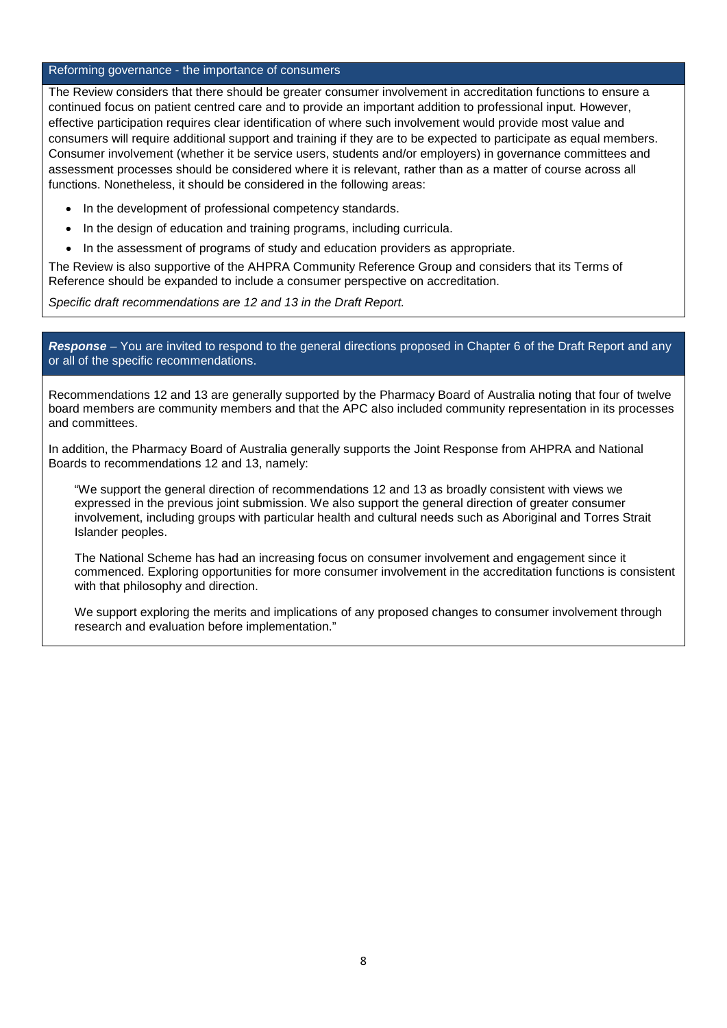## Reforming governance - the importance of consumers

The Review considers that there should be greater consumer involvement in accreditation functions to ensure a continued focus on patient centred care and to provide an important addition to professional input. However, effective participation requires clear identification of where such involvement would provide most value and consumers will require additional support and training if they are to be expected to participate as equal members. Consumer involvement (whether it be service users, students and/or employers) in governance committees and assessment processes should be considered where it is relevant, rather than as a matter of course across all functions. Nonetheless, it should be considered in the following areas:

- In the development of professional competency standards.
- In the design of education and training programs, including curricula.
- In the assessment of programs of study and education providers as appropriate.

The Review is also supportive of the AHPRA Community Reference Group and considers that its Terms of Reference should be expanded to include a consumer perspective on accreditation.

*Specific draft recommendations are 12 and 13 in the Draft Report.*

***Response*** – You are invited to respond to the general directions proposed in Chapter 6 of the Draft Report and any or all of the specific recommendations.

Recommendations 12 and 13 are generally supported by the Pharmacy Board of Australia noting that four of twelve board members are community members and that the APC also included community representation in its processes and committees.

In addition, the Pharmacy Board of Australia generally supports the Joint Response from AHPRA and National Boards to recommendations 12 and 13, namely:

> "We support the general direction of recommendations 12 and 13 as broadly consistent with views we expressed in the previous joint submission. We also support the general direction of greater consumer involvement, including groups with particular health and cultural needs such as Aboriginal and Torres Strait Islander peoples.
>
> The National Scheme has had an increasing focus on consumer involvement and engagement since it commenced. Exploring opportunities for more consumer involvement in the accreditation functions is consistent with that philosophy and direction.
>
> We support exploring the merits and implications of any proposed changes to consumer involvement through research and evaluation before implementation."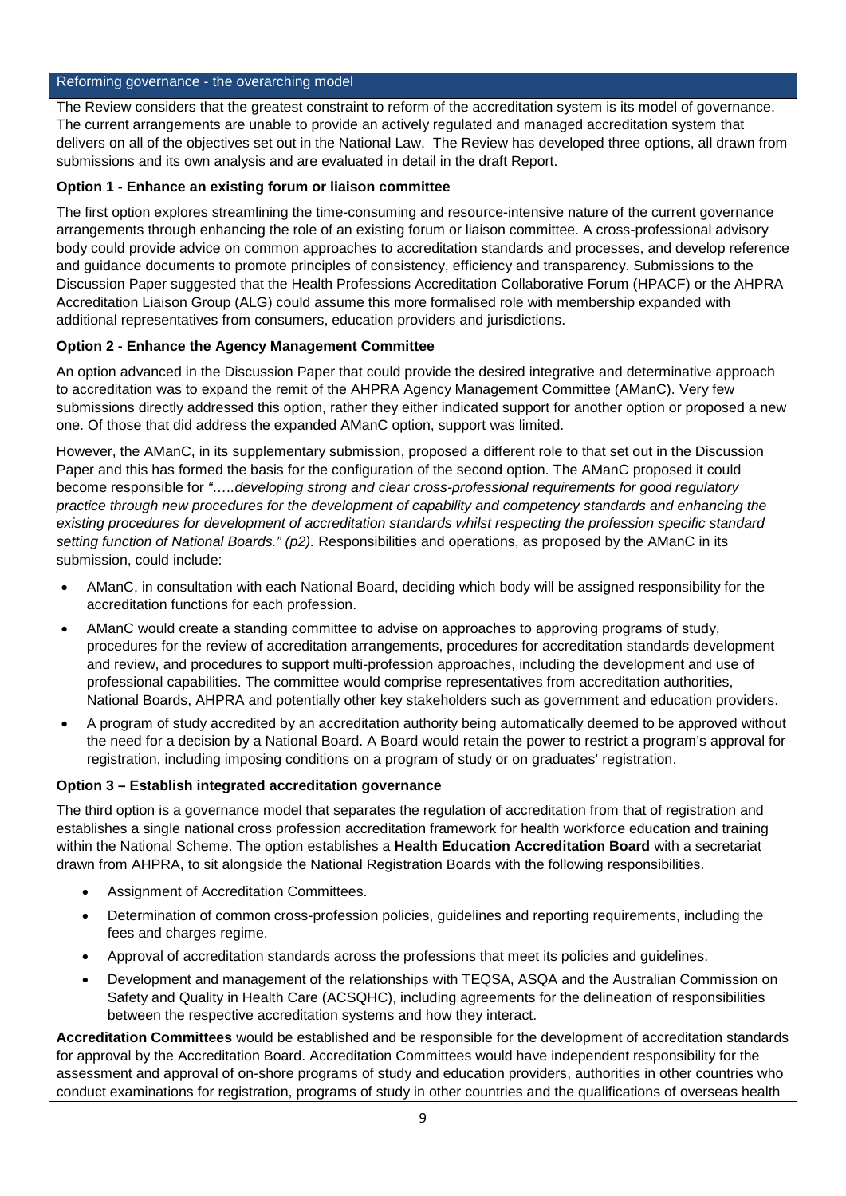## Reforming governance - the overarching model

The Review considers that the greatest constraint to reform of the accreditation system is its model of governance. The current arrangements are unable to provide an actively regulated and managed accreditation system that delivers on all of the objectives set out in the National Law. The Review has developed three options, all drawn from submissions and its own analysis and are evaluated in detail in the draft Report.

**Option 1 - Enhance an existing forum or liaison committee**

The first option explores streamlining the time-consuming and resource-intensive nature of the current governance arrangements through enhancing the role of an existing forum or liaison committee. A cross-professional advisory body could provide advice on common approaches to accreditation standards and processes, and develop reference and guidance documents to promote principles of consistency, efficiency and transparency. Submissions to the Discussion Paper suggested that the Health Professions Accreditation Collaborative Forum (HPACF) or the AHPRA Accreditation Liaison Group (ALG) could assume this more formalised role with membership expanded with additional representatives from consumers, education providers and jurisdictions.

**Option 2 - Enhance the Agency Management Committee**

An option advanced in the Discussion Paper that could provide the desired integrative and determinative approach to accreditation was to expand the remit of the AHPRA Agency Management Committee (AManC). Very few submissions directly addressed this option, rather they either indicated support for another option or proposed a new one. Of those that did address the expanded AManC option, support was limited.

However, the AManC, in its supplementary submission, proposed a different role to that set out in the Discussion Paper and this has formed the basis for the configuration of the second option. The AManC proposed it could become responsible for *".....developing strong and clear cross-professional requirements for good regulatory practice through new procedures for the development of capability and competency standards and enhancing the existing procedures for development of accreditation standards whilst respecting the profession specific standard setting function of National Boards." (p2).* Responsibilities and operations, as proposed by the AManC in its submission, could include:

- AManC, in consultation with each National Board, deciding which body will be assigned responsibility for the accreditation functions for each profession.
- AManC would create a standing committee to advise on approaches to approving programs of study, procedures for the review of accreditation arrangements, procedures for accreditation standards development and review, and procedures to support multi-profession approaches, including the development and use of professional capabilities. The committee would comprise representatives from accreditation authorities, National Boards, AHPRA and potentially other key stakeholders such as government and education providers.
- A program of study accredited by an accreditation authority being automatically deemed to be approved without the need for a decision by a National Board. A Board would retain the power to restrict a program's approval for registration, including imposing conditions on a program of study or on graduates' registration.

**Option 3 – Establish integrated accreditation governance**

The third option is a governance model that separates the regulation of accreditation from that of registration and establishes a single national cross profession accreditation framework for health workforce education and training within the National Scheme. The option establishes a **Health Education Accreditation Board** with a secretariat drawn from AHPRA, to sit alongside the National Registration Boards with the following responsibilities.

- Assignment of Accreditation Committees.
- Determination of common cross-profession policies, guidelines and reporting requirements, including the fees and charges regime.
- Approval of accreditation standards across the professions that meet its policies and guidelines.
- Development and management of the relationships with TEQSA, ASQA and the Australian Commission on Safety and Quality in Health Care (ACSQHC), including agreements for the delineation of responsibilities between the respective accreditation systems and how they interact.

**Accreditation Committees** would be established and be responsible for the development of accreditation standards for approval by the Accreditation Board. Accreditation Committees would have independent responsibility for the assessment and approval of on-shore programs of study and education providers, authorities in other countries who conduct examinations for registration, programs of study in other countries and the qualifications of overseas health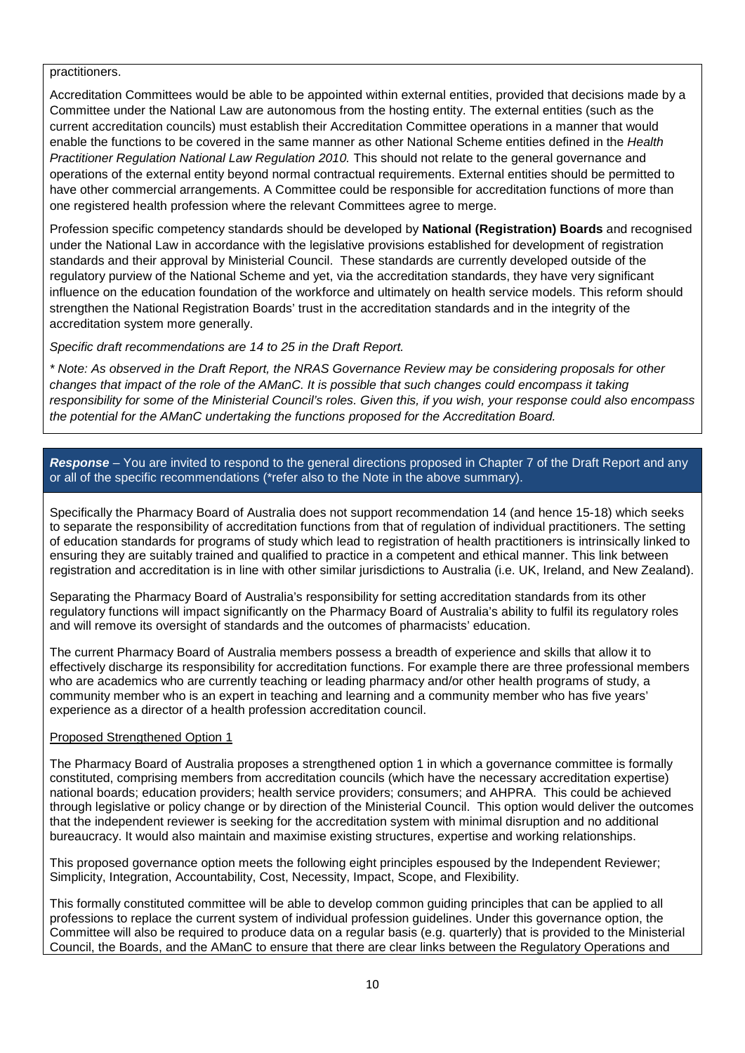practitioners.

Accreditation Committees would be able to be appointed within external entities, provided that decisions made by a Committee under the National Law are autonomous from the hosting entity. The external entities (such as the current accreditation councils) must establish their Accreditation Committee operations in a manner that would enable the functions to be covered in the same manner as other National Scheme entities defined in the *Health Practitioner Regulation National Law Regulation 2010.* This should not relate to the general governance and operations of the external entity beyond normal contractual requirements. External entities should be permitted to have other commercial arrangements. A Committee could be responsible for accreditation functions of more than one registered health profession where the relevant Committees agree to merge.

Profession specific competency standards should be developed by **National (Registration) Boards** and recognised under the National Law in accordance with the legislative provisions established for development of registration standards and their approval by Ministerial Council. These standards are currently developed outside of the regulatory purview of the National Scheme and yet, via the accreditation standards, they have very significant influence on the education foundation of the workforce and ultimately on health service models. This reform should strengthen the National Registration Boards' trust in the accreditation standards and in the integrity of the accreditation system more generally.

*Specific draft recommendations are 14 to 25 in the Draft Report.*

*\* Note: As observed in the Draft Report, the NRAS Governance Review may be considering proposals for other changes that impact of the role of the AManC. It is possible that such changes could encompass it taking responsibility for some of the Ministerial Council's roles. Given this, if you wish, your response could also encompass the potential for the AManC undertaking the functions proposed for the Accreditation Board.*

***Response*** – You are invited to respond to the general directions proposed in Chapter 7 of the Draft Report and any or all of the specific recommendations (\*refer also to the Note in the above summary).

Specifically the Pharmacy Board of Australia does not support recommendation 14 (and hence 15-18) which seeks to separate the responsibility of accreditation functions from that of regulation of individual practitioners. The setting of education standards for programs of study which lead to registration of health practitioners is intrinsically linked to ensuring they are suitably trained and qualified to practice in a competent and ethical manner. This link between registration and accreditation is in line with other similar jurisdictions to Australia (i.e. UK, Ireland, and New Zealand).

Separating the Pharmacy Board of Australia's responsibility for setting accreditation standards from its other regulatory functions will impact significantly on the Pharmacy Board of Australia's ability to fulfil its regulatory roles and will remove its oversight of standards and the outcomes of pharmacists' education.

The current Pharmacy Board of Australia members possess a breadth of experience and skills that allow it to effectively discharge its responsibility for accreditation functions. For example there are three professional members who are academics who are currently teaching or leading pharmacy and/or other health programs of study, a community member who is an expert in teaching and learning and a community member who has five years' experience as a director of a health profession accreditation council.

<u>Proposed Strengthened Option 1</u>

The Pharmacy Board of Australia proposes a strengthened option 1 in which a governance committee is formally constituted, comprising members from accreditation councils (which have the necessary accreditation expertise) national boards; education providers; health service providers; consumers; and AHPRA. This could be achieved through legislative or policy change or by direction of the Ministerial Council. This option would deliver the outcomes that the independent reviewer is seeking for the accreditation system with minimal disruption and no additional bureaucracy. It would also maintain and maximise existing structures, expertise and working relationships.

This proposed governance option meets the following eight principles espoused by the Independent Reviewer; Simplicity, Integration, Accountability, Cost, Necessity, Impact, Scope, and Flexibility.

This formally constituted committee will be able to develop common guiding principles that can be applied to all professions to replace the current system of individual profession guidelines. Under this governance option, the Committee will also be required to produce data on a regular basis (e.g. quarterly) that is provided to the Ministerial Council, the Boards, and the AManC to ensure that there are clear links between the Regulatory Operations and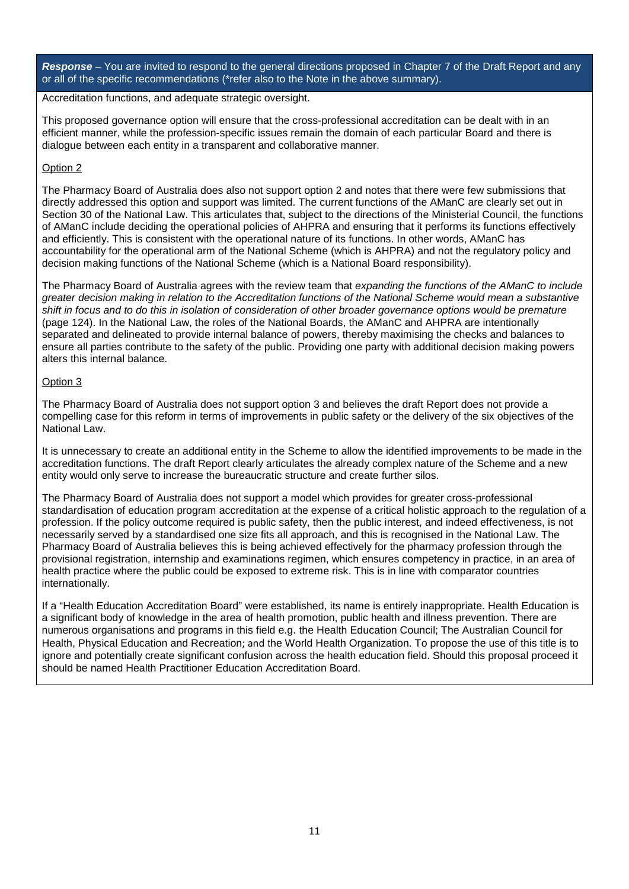***Response*** – You are invited to respond to the general directions proposed in Chapter 7 of the Draft Report and any or all of the specific recommendations (*refer also to the Note in the above summary).

Accreditation functions, and adequate strategic oversight.

This proposed governance option will ensure that the cross-professional accreditation can be dealt with in an efficient manner, while the profession-specific issues remain the domain of each particular Board and there is dialogue between each entity in a transparent and collaborative manner.

<u>Option 2</u>

The Pharmacy Board of Australia does also not support option 2 and notes that there were few submissions that directly addressed this option and support was limited. The current functions of the AManC are clearly set out in Section 30 of the National Law. This articulates that, subject to the directions of the Ministerial Council, the functions of AManC include deciding the operational policies of AHPRA and ensuring that it performs its functions effectively and efficiently. This is consistent with the operational nature of its functions. In other words, AManC has accountability for the operational arm of the National Scheme (which is AHPRA) and not the regulatory policy and decision making functions of the National Scheme (which is a National Board responsibility).

The Pharmacy Board of Australia agrees with the review team that *expanding the functions of the AManC to include greater decision making in relation to the Accreditation functions of the National Scheme would mean a substantive shift in focus and to do this in isolation of consideration of other broader governance options would be premature* (page 124). In the National Law, the roles of the National Boards, the AManC and AHPRA are intentionally separated and delineated to provide internal balance of powers, thereby maximising the checks and balances to ensure all parties contribute to the safety of the public. Providing one party with additional decision making powers alters this internal balance.

<u>Option 3</u>

The Pharmacy Board of Australia does not support option 3 and believes the draft Report does not provide a compelling case for this reform in terms of improvements in public safety or the delivery of the six objectives of the National Law.

It is unnecessary to create an additional entity in the Scheme to allow the identified improvements to be made in the accreditation functions. The draft Report clearly articulates the already complex nature of the Scheme and a new entity would only serve to increase the bureaucratic structure and create further silos.

The Pharmacy Board of Australia does not support a model which provides for greater cross-professional standardisation of education program accreditation at the expense of a critical holistic approach to the regulation of a profession. If the policy outcome required is public safety, then the public interest, and indeed effectiveness, is not necessarily served by a standardised one size fits all approach, and this is recognised in the National Law. The Pharmacy Board of Australia believes this is being achieved effectively for the pharmacy profession through the provisional registration, internship and examinations regimen, which ensures competency in practice, in an area of health practice where the public could be exposed to extreme risk. This is in line with comparator countries internationally.

If a "Health Education Accreditation Board" were established, its name is entirely inappropriate. Health Education is a significant body of knowledge in the area of health promotion, public health and illness prevention. There are numerous organisations and programs in this field e.g. the Health Education Council; The Australian Council for Health, Physical Education and Recreation; and the World Health Organization. To propose the use of this title is to ignore and potentially create significant confusion across the health education field. Should this proposal proceed it should be named Health Practitioner Education Accreditation Board.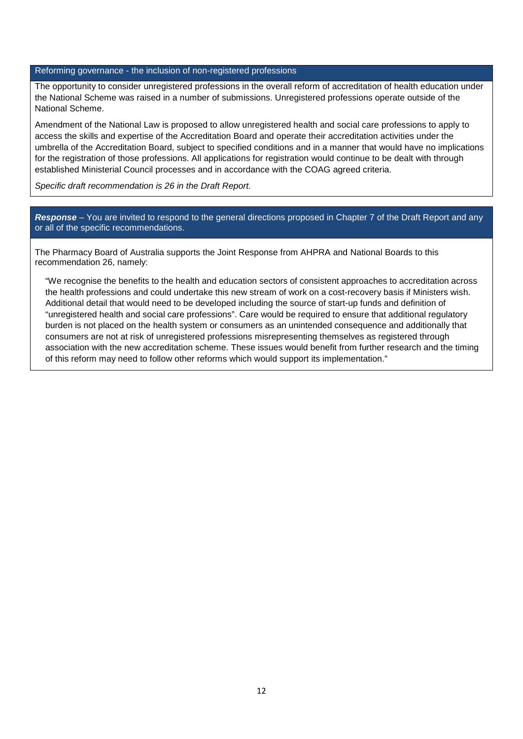### Reforming governance - the inclusion of non-registered professions

The opportunity to consider unregistered professions in the overall reform of accreditation of health education under the National Scheme was raised in a number of submissions. Unregistered professions operate outside of the National Scheme.

Amendment of the National Law is proposed to allow unregistered health and social care professions to apply to access the skills and expertise of the Accreditation Board and operate their accreditation activities under the umbrella of the Accreditation Board, subject to specified conditions and in a manner that would have no implications for the registration of those professions. All applications for registration would continue to be dealt with through established Ministerial Council processes and in accordance with the COAG agreed criteria.

*Specific draft recommendation is 26 in the Draft Report.*

***Response*** – You are invited to respond to the general directions proposed in Chapter 7 of the Draft Report and any or all of the specific recommendations.

The Pharmacy Board of Australia supports the Joint Response from AHPRA and National Boards to this recommendation 26, namely:

> "We recognise the benefits to the health and education sectors of consistent approaches to accreditation across the health professions and could undertake this new stream of work on a cost-recovery basis if Ministers wish. Additional detail that would need to be developed including the source of start-up funds and definition of "unregistered health and social care professions". Care would be required to ensure that additional regulatory burden is not placed on the health system or consumers as an unintended consequence and additionally that consumers are not at risk of unregistered professions misrepresenting themselves as registered through association with the new accreditation scheme. These issues would benefit from further research and the timing of this reform may need to follow other reforms which would support its implementation."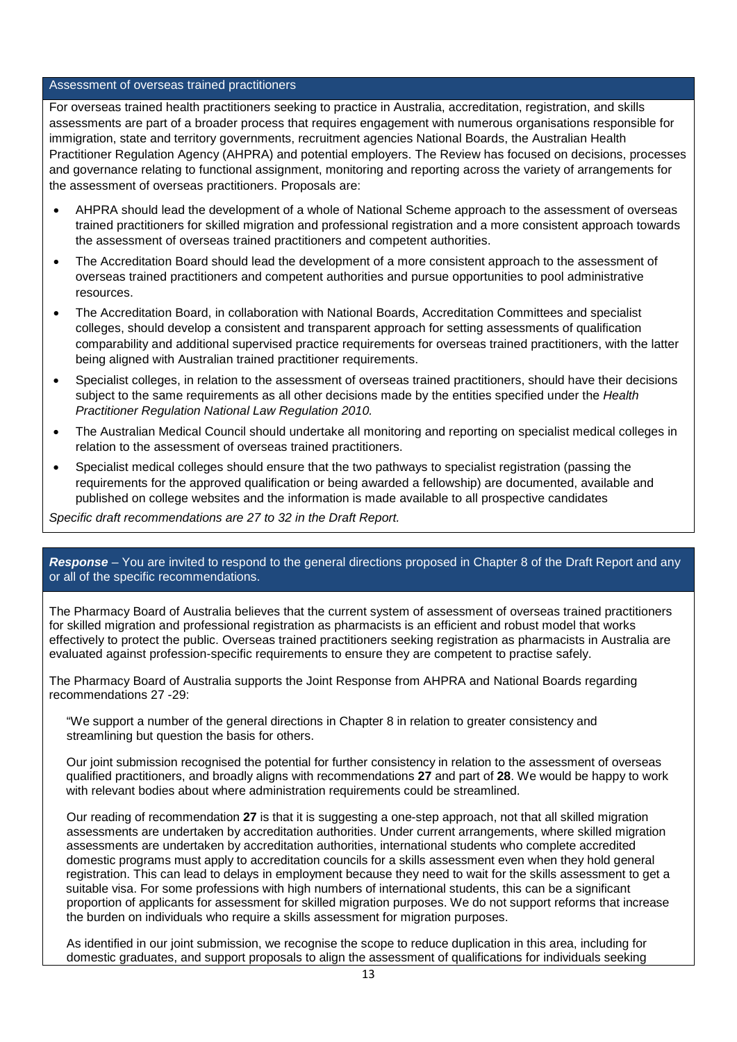## Assessment of overseas trained practitioners

For overseas trained health practitioners seeking to practice in Australia, accreditation, registration, and skills assessments are part of a broader process that requires engagement with numerous organisations responsible for immigration, state and territory governments, recruitment agencies National Boards, the Australian Health Practitioner Regulation Agency (AHPRA) and potential employers. The Review has focused on decisions, processes and governance relating to functional assignment, monitoring and reporting across the variety of arrangements for the assessment of overseas practitioners. Proposals are:

- AHPRA should lead the development of a whole of National Scheme approach to the assessment of overseas trained practitioners for skilled migration and professional registration and a more consistent approach towards the assessment of overseas trained practitioners and competent authorities.
- The Accreditation Board should lead the development of a more consistent approach to the assessment of overseas trained practitioners and competent authorities and pursue opportunities to pool administrative resources.
- The Accreditation Board, in collaboration with National Boards, Accreditation Committees and specialist colleges, should develop a consistent and transparent approach for setting assessments of qualification comparability and additional supervised practice requirements for overseas trained practitioners, with the latter being aligned with Australian trained practitioner requirements.
- Specialist colleges, in relation to the assessment of overseas trained practitioners, should have their decisions subject to the same requirements as all other decisions made by the entities specified under the *Health Practitioner Regulation National Law Regulation 2010.*
- The Australian Medical Council should undertake all monitoring and reporting on specialist medical colleges in relation to the assessment of overseas trained practitioners.
- Specialist medical colleges should ensure that the two pathways to specialist registration (passing the requirements for the approved qualification or being awarded a fellowship) are documented, available and published on college websites and the information is made available to all prospective candidates

*Specific draft recommendations are 27 to 32 in the Draft Report.*

***Response*** – You are invited to respond to the general directions proposed in Chapter 8 of the Draft Report and any or all of the specific recommendations.

The Pharmacy Board of Australia believes that the current system of assessment of overseas trained practitioners for skilled migration and professional registration as pharmacists is an efficient and robust model that works effectively to protect the public. Overseas trained practitioners seeking registration as pharmacists in Australia are evaluated against profession-specific requirements to ensure they are competent to practise safely.

The Pharmacy Board of Australia supports the Joint Response from AHPRA and National Boards regarding recommendations 27 -29:

> "We support a number of the general directions in Chapter 8 in relation to greater consistency and streamlining but question the basis for others.
>
> Our joint submission recognised the potential for further consistency in relation to the assessment of overseas qualified practitioners, and broadly aligns with recommendations **27** and part of **28**. We would be happy to work with relevant bodies about where administration requirements could be streamlined.
>
> Our reading of recommendation **27** is that it is suggesting a one-step approach, not that all skilled migration assessments are undertaken by accreditation authorities. Under current arrangements, where skilled migration assessments are undertaken by accreditation authorities, international students who complete accredited domestic programs must apply to accreditation councils for a skills assessment even when they hold general registration. This can lead to delays in employment because they need to wait for the skills assessment to get a suitable visa. For some professions with high numbers of international students, this can be a significant proportion of applicants for assessment for skilled migration purposes. We do not support reforms that increase the burden on individuals who require a skills assessment for migration purposes.
>
> As identified in our joint submission, we recognise the scope to reduce duplication in this area, including for domestic graduates, and support proposals to align the assessment of qualifications for individuals seeking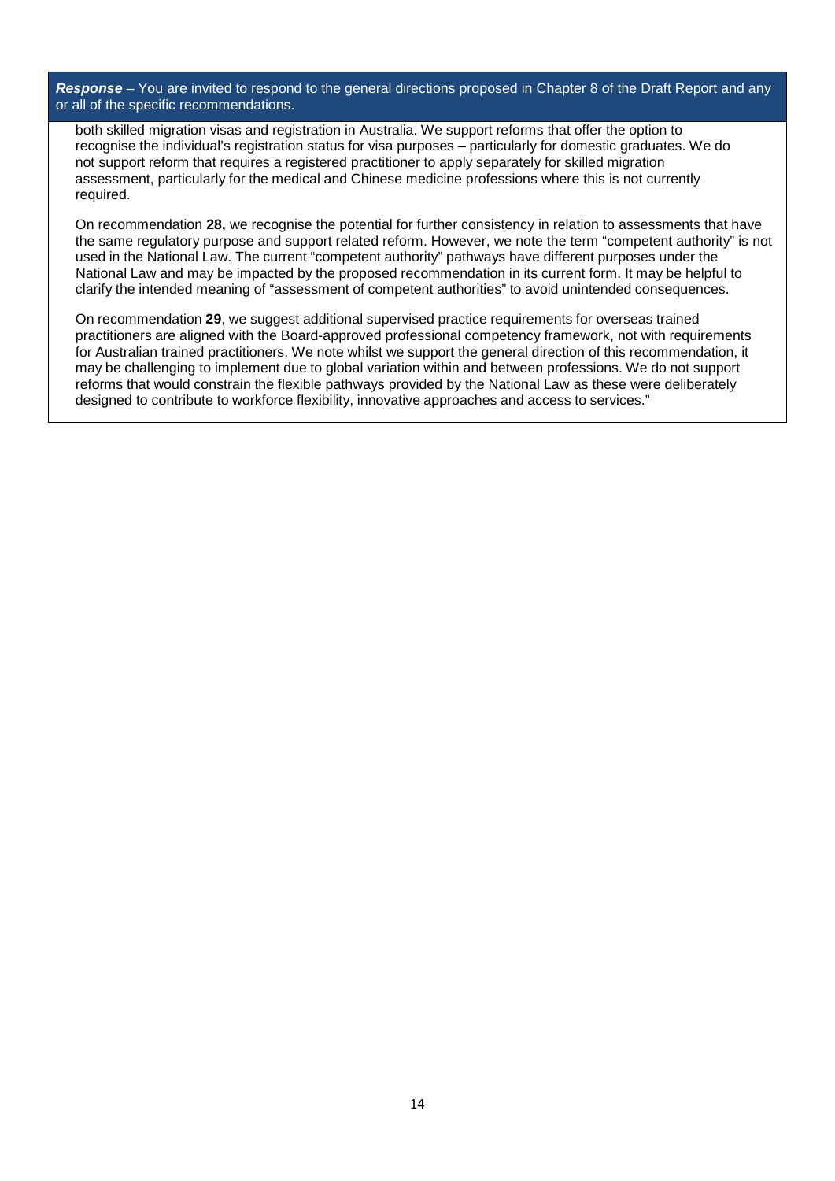***Response*** – You are invited to respond to the general directions proposed in Chapter 8 of the Draft Report and any or all of the specific recommendations.

both skilled migration visas and registration in Australia. We support reforms that offer the option to recognise the individual's registration status for visa purposes – particularly for domestic graduates. We do not support reform that requires a registered practitioner to apply separately for skilled migration assessment, particularly for the medical and Chinese medicine professions where this is not currently required.

On recommendation **28,** we recognise the potential for further consistency in relation to assessments that have the same regulatory purpose and support related reform. However, we note the term "competent authority" is not used in the National Law. The current "competent authority" pathways have different purposes under the National Law and may be impacted by the proposed recommendation in its current form. It may be helpful to clarify the intended meaning of "assessment of competent authorities" to avoid unintended consequences.

On recommendation **29**, we suggest additional supervised practice requirements for overseas trained practitioners are aligned with the Board-approved professional competency framework, not with requirements for Australian trained practitioners. We note whilst we support the general direction of this recommendation, it may be challenging to implement due to global variation within and between professions. We do not support reforms that would constrain the flexible pathways provided by the National Law as these were deliberately designed to contribute to workforce flexibility, innovative approaches and access to services."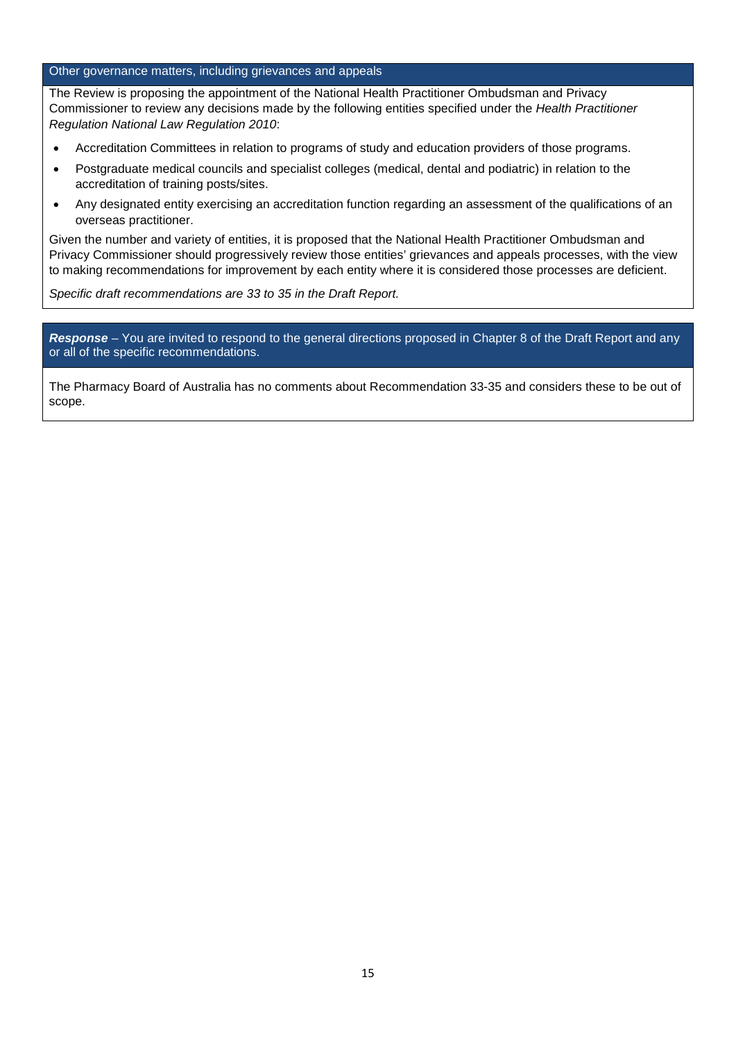## Other governance matters, including grievances and appeals

The Review is proposing the appointment of the National Health Practitioner Ombudsman and Privacy Commissioner to review any decisions made by the following entities specified under the *Health Practitioner Regulation National Law Regulation 2010*:

- Accreditation Committees in relation to programs of study and education providers of those programs.
- Postgraduate medical councils and specialist colleges (medical, dental and podiatric) in relation to the accreditation of training posts/sites.
- Any designated entity exercising an accreditation function regarding an assessment of the qualifications of an overseas practitioner.

Given the number and variety of entities, it is proposed that the National Health Practitioner Ombudsman and Privacy Commissioner should progressively review those entities' grievances and appeals processes, with the view to making recommendations for improvement by each entity where it is considered those processes are deficient.

*Specific draft recommendations are 33 to 35 in the Draft Report.*

***Response*** – You are invited to respond to the general directions proposed in Chapter 8 of the Draft Report and any or all of the specific recommendations.

The Pharmacy Board of Australia has no comments about Recommendation 33-35 and considers these to be out of scope.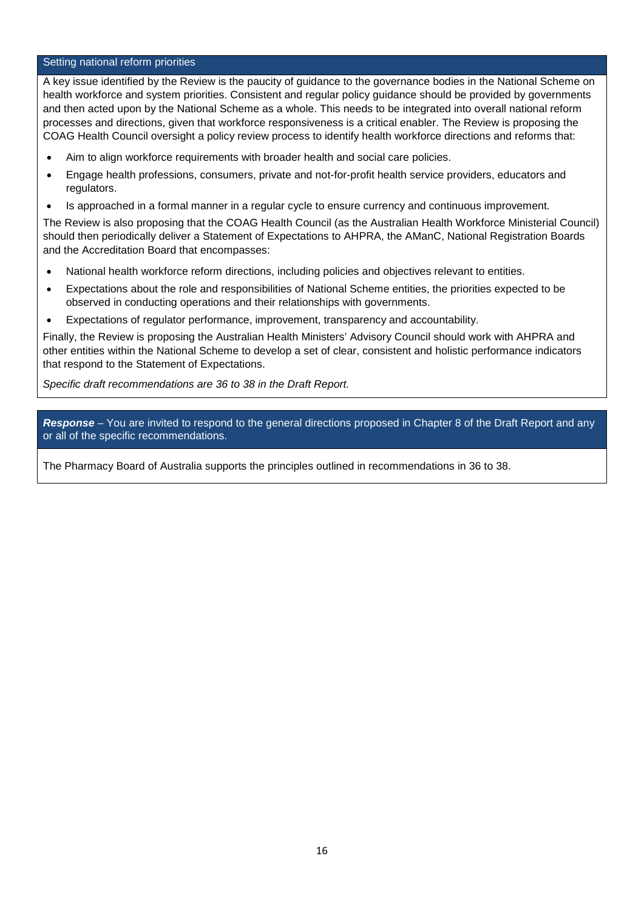## Setting national reform priorities

A key issue identified by the Review is the paucity of guidance to the governance bodies in the National Scheme on health workforce and system priorities. Consistent and regular policy guidance should be provided by governments and then acted upon by the National Scheme as a whole. This needs to be integrated into overall national reform processes and directions, given that workforce responsiveness is a critical enabler. The Review is proposing the COAG Health Council oversight a policy review process to identify health workforce directions and reforms that:

- Aim to align workforce requirements with broader health and social care policies.
- Engage health professions, consumers, private and not-for-profit health service providers, educators and regulators.
- Is approached in a formal manner in a regular cycle to ensure currency and continuous improvement.

The Review is also proposing that the COAG Health Council (as the Australian Health Workforce Ministerial Council) should then periodically deliver a Statement of Expectations to AHPRA, the AManC, National Registration Boards and the Accreditation Board that encompasses:

- National health workforce reform directions, including policies and objectives relevant to entities.
- Expectations about the role and responsibilities of National Scheme entities, the priorities expected to be observed in conducting operations and their relationships with governments.
- Expectations of regulator performance, improvement, transparency and accountability.

Finally, the Review is proposing the Australian Health Ministers' Advisory Council should work with AHPRA and other entities within the National Scheme to develop a set of clear, consistent and holistic performance indicators that respond to the Statement of Expectations.

*Specific draft recommendations are 36 to 38 in the Draft Report.*

***Response*** – You are invited to respond to the general directions proposed in Chapter 8 of the Draft Report and any or all of the specific recommendations.

The Pharmacy Board of Australia supports the principles outlined in recommendations in 36 to 38.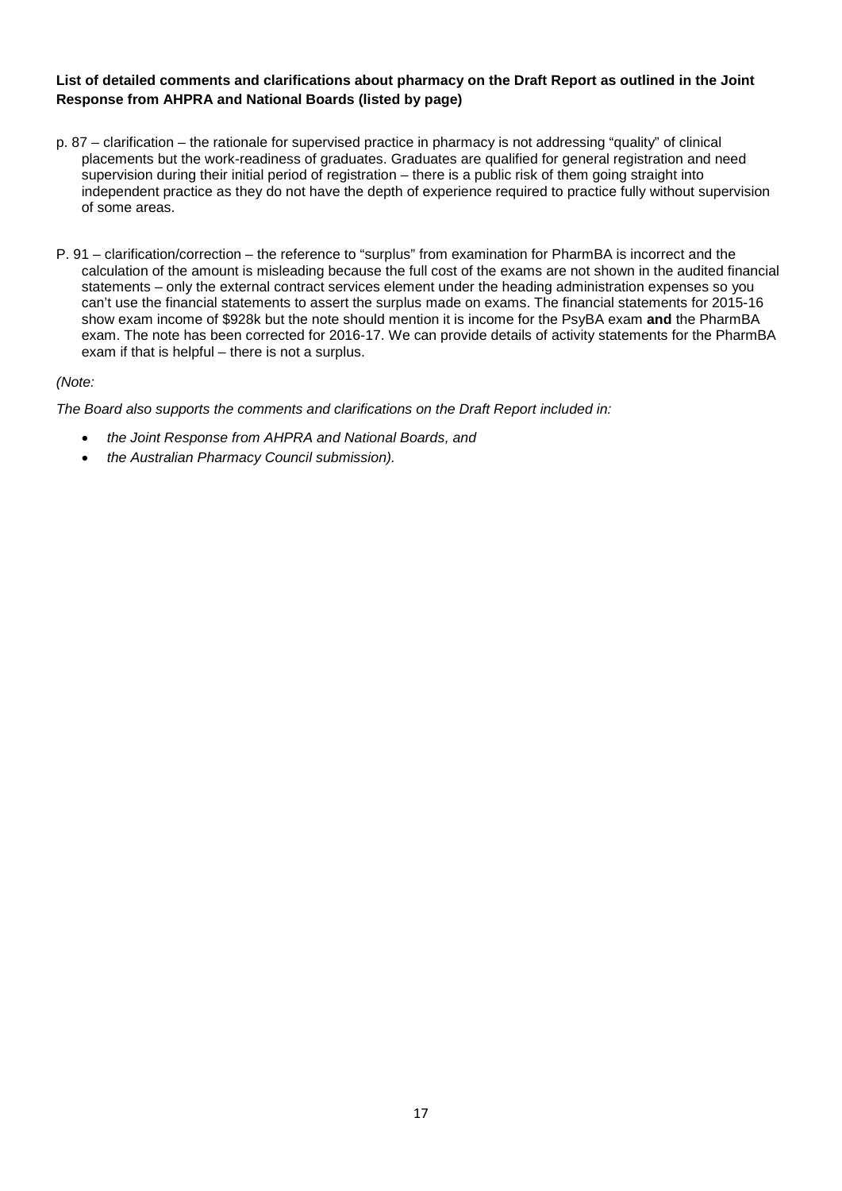**List of detailed comments and clarifications about pharmacy on the Draft Report as outlined in the Joint Response from AHPRA and National Boards (listed by page)**

p. 87 – clarification – the rationale for supervised practice in pharmacy is not addressing "quality" of clinical placements but the work-readiness of graduates. Graduates are qualified for general registration and need supervision during their initial period of registration – there is a public risk of them going straight into independent practice as they do not have the depth of experience required to practice fully without supervision of some areas.

P. 91 – clarification/correction – the reference to "surplus" from examination for PharmBA is incorrect and the calculation of the amount is misleading because the full cost of the exams are not shown in the audited financial statements – only the external contract services element under the heading administration expenses so you can't use the financial statements to assert the surplus made on exams. The financial statements for 2015-16 show exam income of $928k but the note should mention it is income for the PsyBA exam **and** the PharmBA exam. The note has been corrected for 2016-17. We can provide details of activity statements for the PharmBA exam if that is helpful – there is not a surplus.

*(Note:*

*The Board also supports the comments and clarifications on the Draft Report included in:*

- *the Joint Response from AHPRA and National Boards, and*
- *the Australian Pharmacy Council submission).*